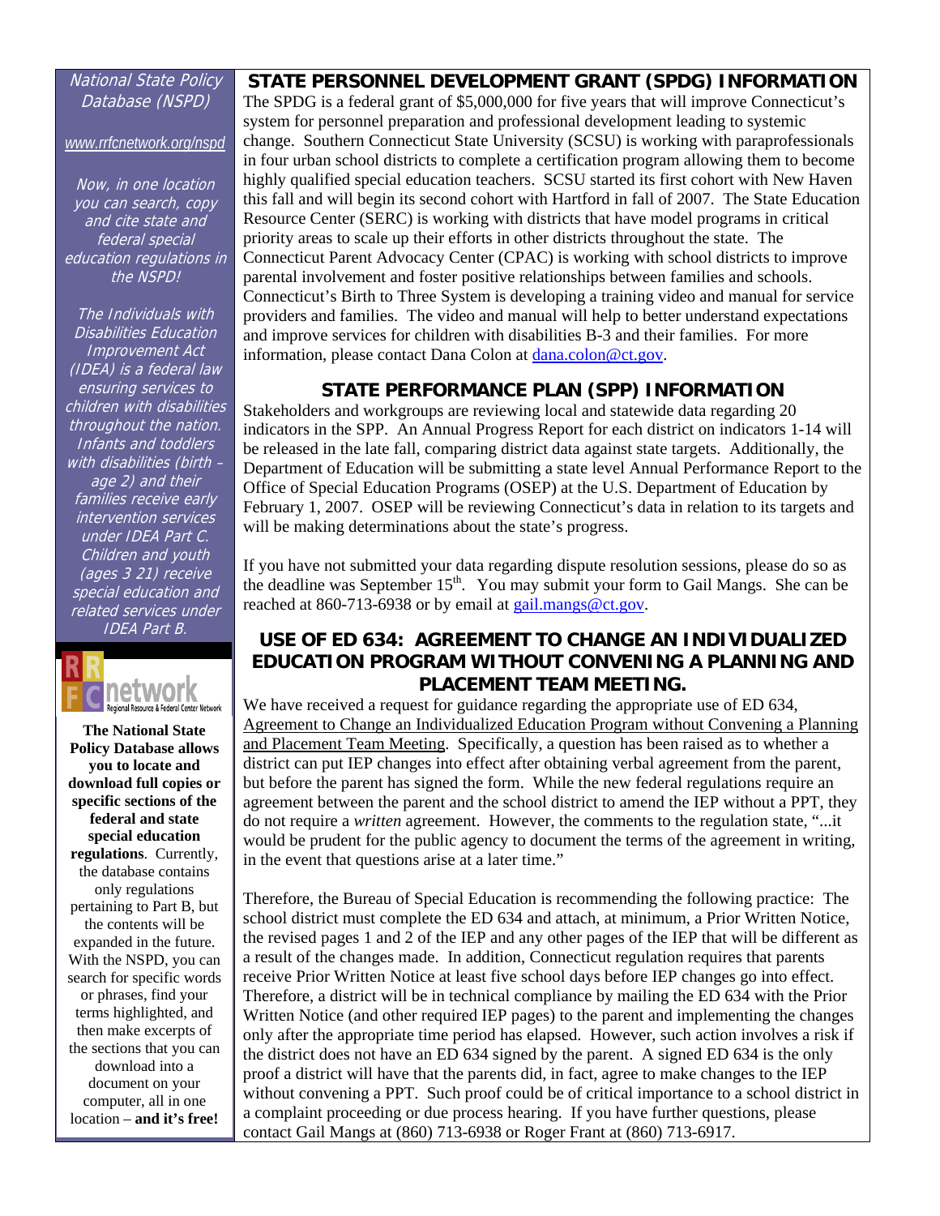*National State Policy Database (NSPD)*

*www.rrfcnetwork.org/nspd*

*Now, in one location you can search, copy and cite state and federal special education regulations in the NSPD!*

*The Individuals with Disabilities Education Improvement Act (IDEA) is a federal law ensuring services to children with disabilities throughout the nation. Infants and toddlers with disabilities (birth – age 2) and their families receive early intervention services under IDEA Part C. Children and youth (ages 3 21) receive special education and related services under IDEA Part B.*

RRFC network — Regional Resource & Federal Center Network

**The National State Policy Database allows you to locate and download full copies or specific sections of the federal and state special education regulations**. Currently, the database contains only regulations pertaining to Part B, but the contents will be expanded in the future. With the NSPD, you can search for specific words or phrases, find your terms highlighted, and then make excerpts of the sections that you can download into a document on your computer, all in one location – **and it's free!**

## STATE PERSONNEL DEVELOPMENT GRANT (SPDG) INFORMATION

The SPDG is a federal grant of $5,000,000 for five years that will improve Connecticut's system for personnel preparation and professional development leading to systemic change. Southern Connecticut State University (SCSU) is working with paraprofessionals in four urban school districts to complete a certification program allowing them to become highly qualified special education teachers. SCSU started its first cohort with New Haven this fall and will begin its second cohort with Hartford in fall of 2007. The State Education Resource Center (SERC) is working with districts that have model programs in critical priority areas to scale up their efforts in other districts throughout the state. The Connecticut Parent Advocacy Center (CPAC) is working with school districts to improve parental involvement and foster positive relationships between families and schools. Connecticut's Birth to Three System is developing a training video and manual for service providers and families. The video and manual will help to better understand expectations and improve services for children with disabilities B-3 and their families. For more information, please contact Dana Colon at dana.colon@ct.gov.

## STATE PERFORMANCE PLAN (SPP) INFORMATION

Stakeholders and workgroups are reviewing local and statewide data regarding 20 indicators in the SPP. An Annual Progress Report for each district on indicators 1-14 will be released in the late fall, comparing district data against state targets. Additionally, the Department of Education will be submitting a state level Annual Performance Report to the Office of Special Education Programs (OSEP) at the U.S. Department of Education by February 1, 2007. OSEP will be reviewing Connecticut's data in relation to its targets and will be making determinations about the state's progress.

If you have not submitted your data regarding dispute resolution sessions, please do so as the deadline was September 15th. You may submit your form to Gail Mangs. She can be reached at 860-713-6938 or by email at gail.mangs@ct.gov.

## USE OF ED 634: AGREEMENT TO CHANGE AN INDIVIDUALIZED EDUCATION PROGRAM WITHOUT CONVENING A PLANNING AND PLACEMENT TEAM MEETING.

We have received a request for guidance regarding the appropriate use of ED 634, Agreement to Change an Individualized Education Program without Convening a Planning and Placement Team Meeting. Specifically, a question has been raised as to whether a district can put IEP changes into effect after obtaining verbal agreement from the parent, but before the parent has signed the form. While the new federal regulations require an agreement between the parent and the school district to amend the IEP without a PPT, they do not require a *written* agreement. However, the comments to the regulation state, "...it would be prudent for the public agency to document the terms of the agreement in writing, in the event that questions arise at a later time."

Therefore, the Bureau of Special Education is recommending the following practice: The school district must complete the ED 634 and attach, at minimum, a Prior Written Notice, the revised pages 1 and 2 of the IEP and any other pages of the IEP that will be different as a result of the changes made. In addition, Connecticut regulation requires that parents receive Prior Written Notice at least five school days before IEP changes go into effect. Therefore, a district will be in technical compliance by mailing the ED 634 with the Prior Written Notice (and other required IEP pages) to the parent and implementing the changes only after the appropriate time period has elapsed. However, such action involves a risk if the district does not have an ED 634 signed by the parent. A signed ED 634 is the only proof a district will have that the parents did, in fact, agree to make changes to the IEP without convening a PPT. Such proof could be of critical importance to a school district in a complaint proceeding or due process hearing. If you have further questions, please contact Gail Mangs at (860) 713-6938 or Roger Frant at (860) 713-6917.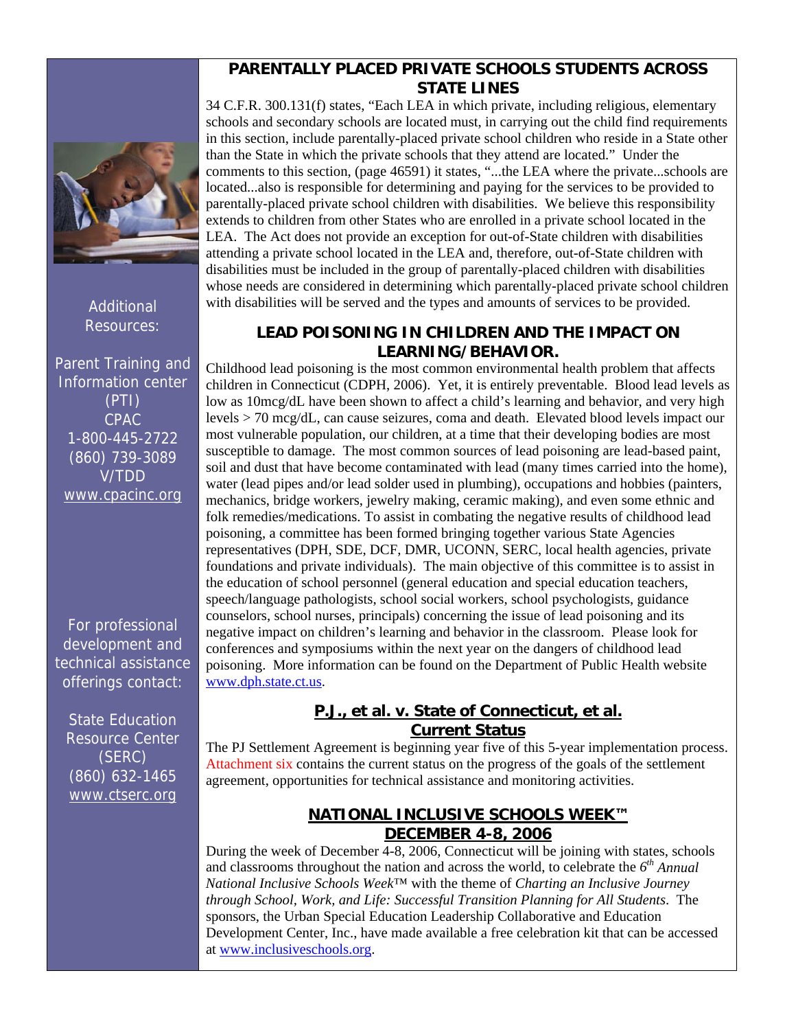Additional Resources:

Parent Training and Information center (PTI)
CPAC
1-800-445-2722
(860) 739-3089
V/TDD
www.cpacinc.org

For professional development and technical assistance offerings contact:

State Education Resource Center (SERC)
(860) 632-1465
www.ctserc.org

## PARENTALLY PLACED PRIVATE SCHOOLS STUDENTS ACROSS STATE LINES

34 C.F.R. 300.131(f) states, "Each LEA in which private, including religious, elementary schools and secondary schools are located must, in carrying out the child find requirements in this section, include parentally-placed private school children who reside in a State other than the State in which the private schools that they attend are located." Under the comments to this section, (page 46591) it states, "...the LEA where the private...schools are located...also is responsible for determining and paying for the services to be provided to parentally-placed private school children with disabilities. We believe this responsibility extends to children from other States who are enrolled in a private school located in the LEA. The Act does not provide an exception for out-of-State children with disabilities attending a private school located in the LEA and, therefore, out-of-State children with disabilities must be included in the group of parentally-placed children with disabilities whose needs are considered in determining which parentally-placed private school children with disabilities will be served and the types and amounts of services to be provided.

## LEAD POISONING IN CHILDREN AND THE IMPACT ON LEARNING/BEHAVIOR.

Childhood lead poisoning is the most common environmental health problem that affects children in Connecticut (CDPH, 2006). Yet, it is entirely preventable. Blood lead levels as low as 10mcg/dL have been shown to affect a child's learning and behavior, and very high levels > 70 mcg/dL, can cause seizures, coma and death. Elevated blood levels impact our most vulnerable population, our children, at a time that their developing bodies are most susceptible to damage. The most common sources of lead poisoning are lead-based paint, soil and dust that have become contaminated with lead (many times carried into the home), water (lead pipes and/or lead solder used in plumbing), occupations and hobbies (painters, mechanics, bridge workers, jewelry making, ceramic making), and even some ethnic and folk remedies/medications. To assist in combating the negative results of childhood lead poisoning, a committee has been formed bringing together various State Agencies representatives (DPH, SDE, DCF, DMR, UCONN, SERC, local health agencies, private foundations and private individuals). The main objective of this committee is to assist in the education of school personnel (general education and special education teachers, speech/language pathologists, school social workers, school psychologists, guidance counselors, school nurses, principals) concerning the issue of lead poisoning and its negative impact on children's learning and behavior in the classroom. Please look for conferences and symposiums within the next year on the dangers of childhood lead poisoning. More information can be found on the Department of Public Health website www.dph.state.ct.us.

## P.J., et al. v. State of Connecticut, et al. Current Status

The PJ Settlement Agreement is beginning year five of this 5-year implementation process. Attachment six contains the current status on the progress of the goals of the settlement agreement, opportunities for technical assistance and monitoring activities.

## NATIONAL INCLUSIVE SCHOOLS WEEK™ DECEMBER 4-8, 2006

During the week of December 4-8, 2006, Connecticut will be joining with states, schools and classrooms throughout the nation and across the world, to celebrate the 6th *Annual National Inclusive Schools Week™* with the theme of *Charting an Inclusive Journey through School, Work, and Life: Successful Transition Planning for All Students*. The sponsors, the Urban Special Education Leadership Collaborative and Education Development Center, Inc., have made available a free celebration kit that can be accessed at www.inclusiveschools.org.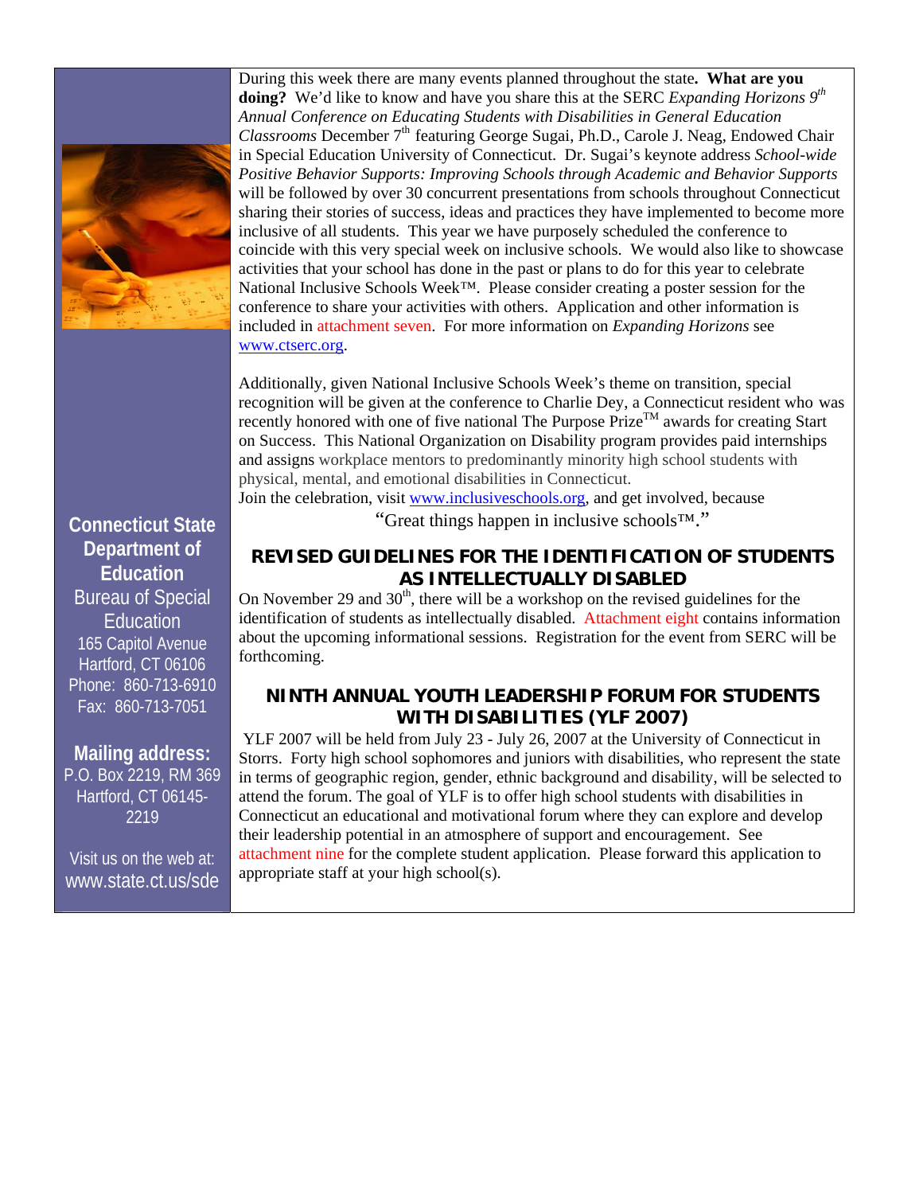During this week there are many events planned throughout the state**. What are you doing?** We'd like to know and have you share this at the SERC *Expanding Horizons 9th Annual Conference on Educating Students with Disabilities in General Education Classrooms* December 7th featuring George Sugai, Ph.D., Carole J. Neag, Endowed Chair in Special Education University of Connecticut. Dr. Sugai's keynote address *School-wide Positive Behavior Supports: Improving Schools through Academic and Behavior Supports* will be followed by over 30 concurrent presentations from schools throughout Connecticut sharing their stories of success, ideas and practices they have implemented to become more inclusive of all students. This year we have purposely scheduled the conference to coincide with this very special week on inclusive schools. We would also like to showcase activities that your school has done in the past or plans to do for this year to celebrate National Inclusive Schools Week™. Please consider creating a poster session for the conference to share your activities with others. Application and other information is included in attachment seven. For more information on *Expanding Horizons* see www.ctserc.org.

Additionally, given National Inclusive Schools Week's theme on transition, special recognition will be given at the conference to Charlie Dey, a Connecticut resident who was recently honored with one of five national The Purpose Prize™ awards for creating Start on Success. This National Organization on Disability program provides paid internships and assigns workplace mentors to predominantly minority high school students with physical, mental, and emotional disabilities in Connecticut.

Join the celebration, visit www.inclusiveschools.org, and get involved, because

"Great things happen in inclusive schools™."

## REVISED GUIDELINES FOR THE IDENTIFICATION OF STUDENTS AS INTELLECTUALLY DISABLED

On November 29 and 30th, there will be a workshop on the revised guidelines for the identification of students as intellectually disabled. Attachment eight contains information about the upcoming informational sessions. Registration for the event from SERC will be forthcoming.

## NINTH ANNUAL YOUTH LEADERSHIP FORUM FOR STUDENTS WITH DISABILITIES (YLF 2007)

YLF 2007 will be held from July 23 - July 26, 2007 at the University of Connecticut in Storrs. Forty high school sophomores and juniors with disabilities, who represent the state in terms of geographic region, gender, ethnic background and disability, will be selected to attend the forum. The goal of YLF is to offer high school students with disabilities in Connecticut an educational and motivational forum where they can explore and develop their leadership potential in an atmosphere of support and encouragement. See attachment nine for the complete student application. Please forward this application to appropriate staff at your high school(s).

**Connecticut State Department of Education**
Bureau of Special Education
165 Capitol Avenue
Hartford, CT 06106
Phone: 860-713-6910
Fax: 860-713-7051

**Mailing address:**
P.O. Box 2219, RM 369
Hartford, CT 06145-2219

Visit us on the web at:
www.state.ct.us/sde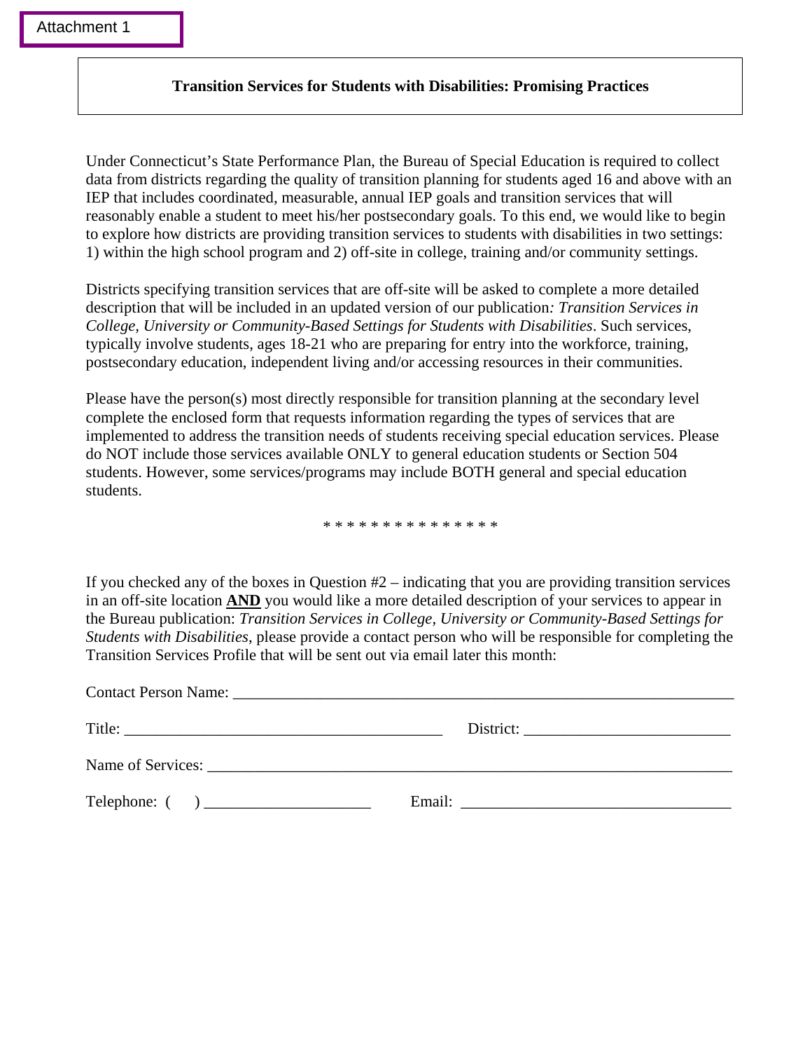Attachment 1

## Transition Services for Students with Disabilities: Promising Practices

Under Connecticut's State Performance Plan, the Bureau of Special Education is required to collect data from districts regarding the quality of transition planning for students aged 16 and above with an IEP that includes coordinated, measurable, annual IEP goals and transition services that will reasonably enable a student to meet his/her postsecondary goals. To this end, we would like to begin to explore how districts are providing transition services to students with disabilities in two settings: 1) within the high school program and 2) off-site in college, training and/or community settings.

Districts specifying transition services that are off-site will be asked to complete a more detailed description that will be included in an updated version of our publication*: Transition Services in College, University or Community-Based Settings for Students with Disabilities*. Such services, typically involve students, ages 18-21 who are preparing for entry into the workforce, training, postsecondary education, independent living and/or accessing resources in their communities.

Please have the person(s) most directly responsible for transition planning at the secondary level complete the enclosed form that requests information regarding the types of services that are implemented to address the transition needs of students receiving special education services. Please do NOT include those services available ONLY to general education students or Section 504 students. However, some services/programs may include BOTH general and special education students.

* * * * * * * * * * * * * * *

If you checked any of the boxes in Question #2 – indicating that you are providing transition services in an off-site location **AND** you would like a more detailed description of your services to appear in the Bureau publication: *Transition Services in College, University or Community-Based Settings for Students with Disabilities*, please provide a contact person who will be responsible for completing the Transition Services Profile that will be sent out via email later this month:

Contact Person Name: ____________________________________________________________

Title: ________________________________________ District: __________________________

Name of Services: _______________________________________________________________

Telephone: (     ) _____________________ Email: __________________________________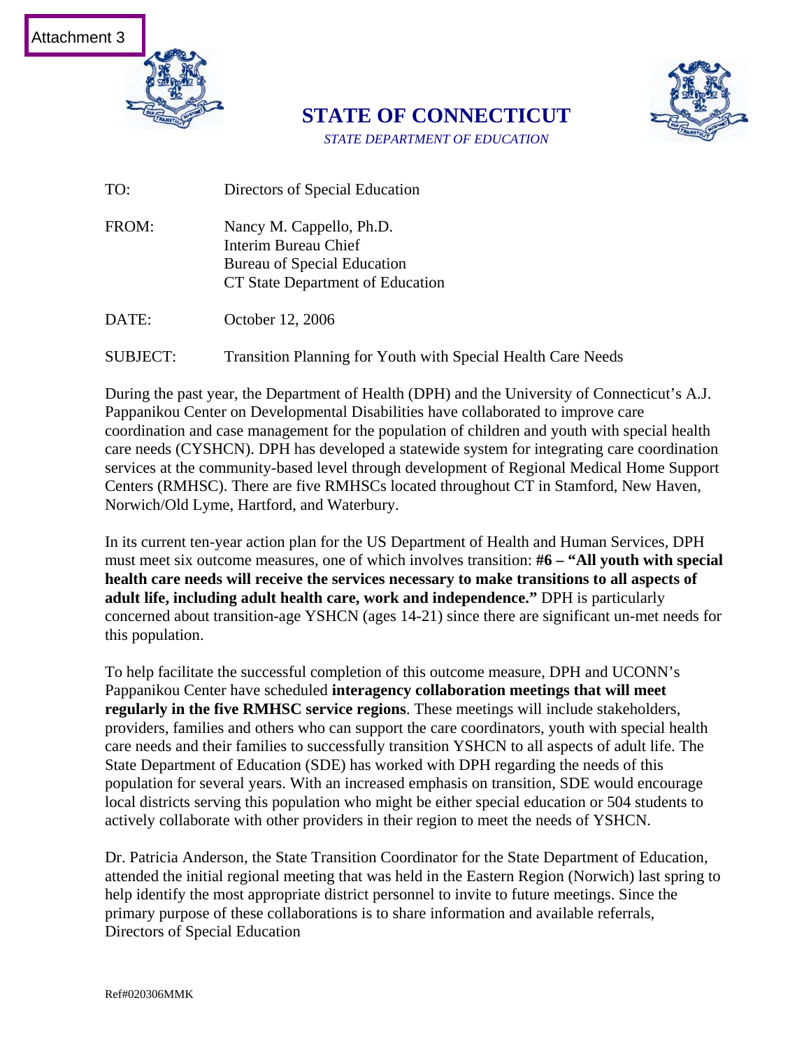Attachment 3

# STATE OF CONNECTICUT

*STATE DEPARTMENT OF EDUCATION*

TO: Directors of Special Education

FROM: Nancy M. Cappello, Ph.D.
Interim Bureau Chief
Bureau of Special Education
CT State Department of Education

DATE: October 12, 2006

SUBJECT: Transition Planning for Youth with Special Health Care Needs

During the past year, the Department of Health (DPH) and the University of Connecticut's A.J. Pappanikou Center on Developmental Disabilities have collaborated to improve care coordination and case management for the population of children and youth with special health care needs (CYSHCN). DPH has developed a statewide system for integrating care coordination services at the community-based level through development of Regional Medical Home Support Centers (RMHSC). There are five RMHSCs located throughout CT in Stamford, New Haven, Norwich/Old Lyme, Hartford, and Waterbury.

In its current ten-year action plan for the US Department of Health and Human Services, DPH must meet six outcome measures, one of which involves transition: **#6 – "All youth with special health care needs will receive the services necessary to make transitions to all aspects of adult life, including adult health care, work and independence."** DPH is particularly concerned about transition-age YSHCN (ages 14-21) since there are significant un-met needs for this population.

To help facilitate the successful completion of this outcome measure, DPH and UCONN's Pappanikou Center have scheduled **interagency collaboration meetings that will meet regularly in the five RMHSC service regions**. These meetings will include stakeholders, providers, families and others who can support the care coordinators, youth with special health care needs and their families to successfully transition YSHCN to all aspects of adult life. The State Department of Education (SDE) has worked with DPH regarding the needs of this population for several years. With an increased emphasis on transition, SDE would encourage local districts serving this population who might be either special education or 504 students to actively collaborate with other providers in their region to meet the needs of YSHCN.

Dr. Patricia Anderson, the State Transition Coordinator for the State Department of Education, attended the initial regional meeting that was held in the Eastern Region (Norwich) last spring to help identify the most appropriate district personnel to invite to future meetings. Since the primary purpose of these collaborations is to share information and available referrals, Directors of Special Education

Ref#020306MMK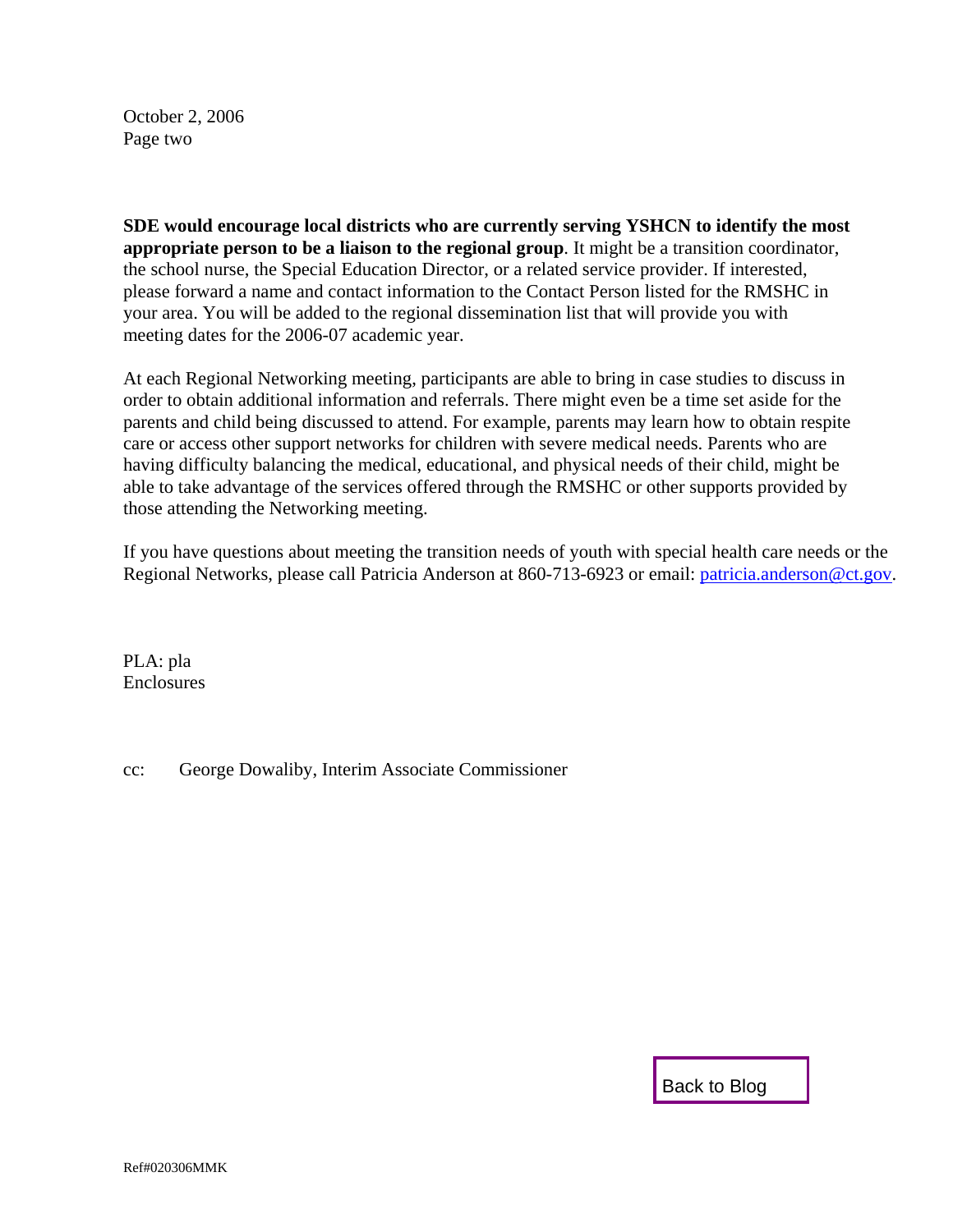October 2, 2006
Page two

**SDE would encourage local districts who are currently serving YSHCN to identify the most appropriate person to be a liaison to the regional group**. It might be a transition coordinator, the school nurse, the Special Education Director, or a related service provider. If interested, please forward a name and contact information to the Contact Person listed for the RMSHC in your area. You will be added to the regional dissemination list that will provide you with meeting dates for the 2006-07 academic year.

At each Regional Networking meeting, participants are able to bring in case studies to discuss in order to obtain additional information and referrals. There might even be a time set aside for the parents and child being discussed to attend. For example, parents may learn how to obtain respite care or access other support networks for children with severe medical needs. Parents who are having difficulty balancing the medical, educational, and physical needs of their child, might be able to take advantage of the services offered through the RMSHC or other supports provided by those attending the Networking meeting.

If you have questions about meeting the transition needs of youth with special health care needs or the Regional Networks, please call Patricia Anderson at 860-713-6923 or email: patricia.anderson@ct.gov.

PLA: pla
Enclosures

cc: George Dowaliby, Interim Associate Commissioner

Back to Blog

Ref#020306MMK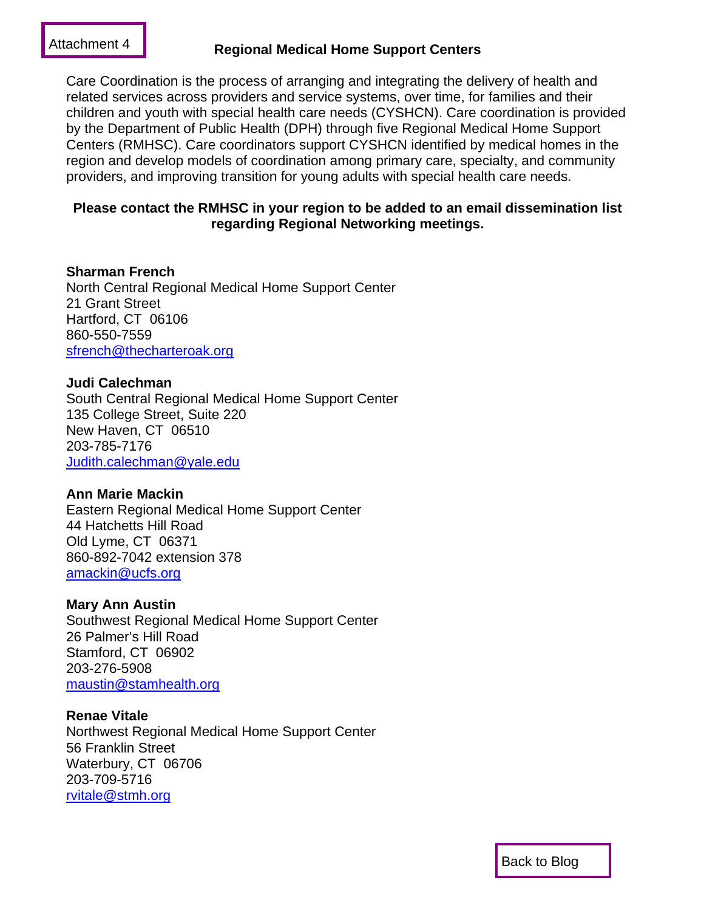Attachment 4

## Regional Medical Home Support Centers

Care Coordination is the process of arranging and integrating the delivery of health and related services across providers and service systems, over time, for families and their children and youth with special health care needs (CYSHCN). Care coordination is provided by the Department of Public Health (DPH) through five Regional Medical Home Support Centers (RMHSC). Care coordinators support CYSHCN identified by medical homes in the region and develop models of coordination among primary care, specialty, and community providers, and improving transition for young adults with special health care needs.

**Please contact the RMHSC in your region to be added to an email dissemination list regarding Regional Networking meetings.**

**Sharman French**
North Central Regional Medical Home Support Center
21 Grant Street
Hartford, CT 06106
860-550-7559
sfrench@thecharteroak.org

**Judi Calechman**
South Central Regional Medical Home Support Center
135 College Street, Suite 220
New Haven, CT 06510
203-785-7176
Judith.calechman@yale.edu

**Ann Marie Mackin**
Eastern Regional Medical Home Support Center
44 Hatchetts Hill Road
Old Lyme, CT 06371
860-892-7042 extension 378
amackin@ucfs.org

**Mary Ann Austin**
Southwest Regional Medical Home Support Center
26 Palmer's Hill Road
Stamford, CT 06902
203-276-5908
maustin@stamhealth.org

**Renae Vitale**
Northwest Regional Medical Home Support Center
56 Franklin Street
Waterbury, CT 06706
203-709-5716
rvitale@stmh.org

Back to Blog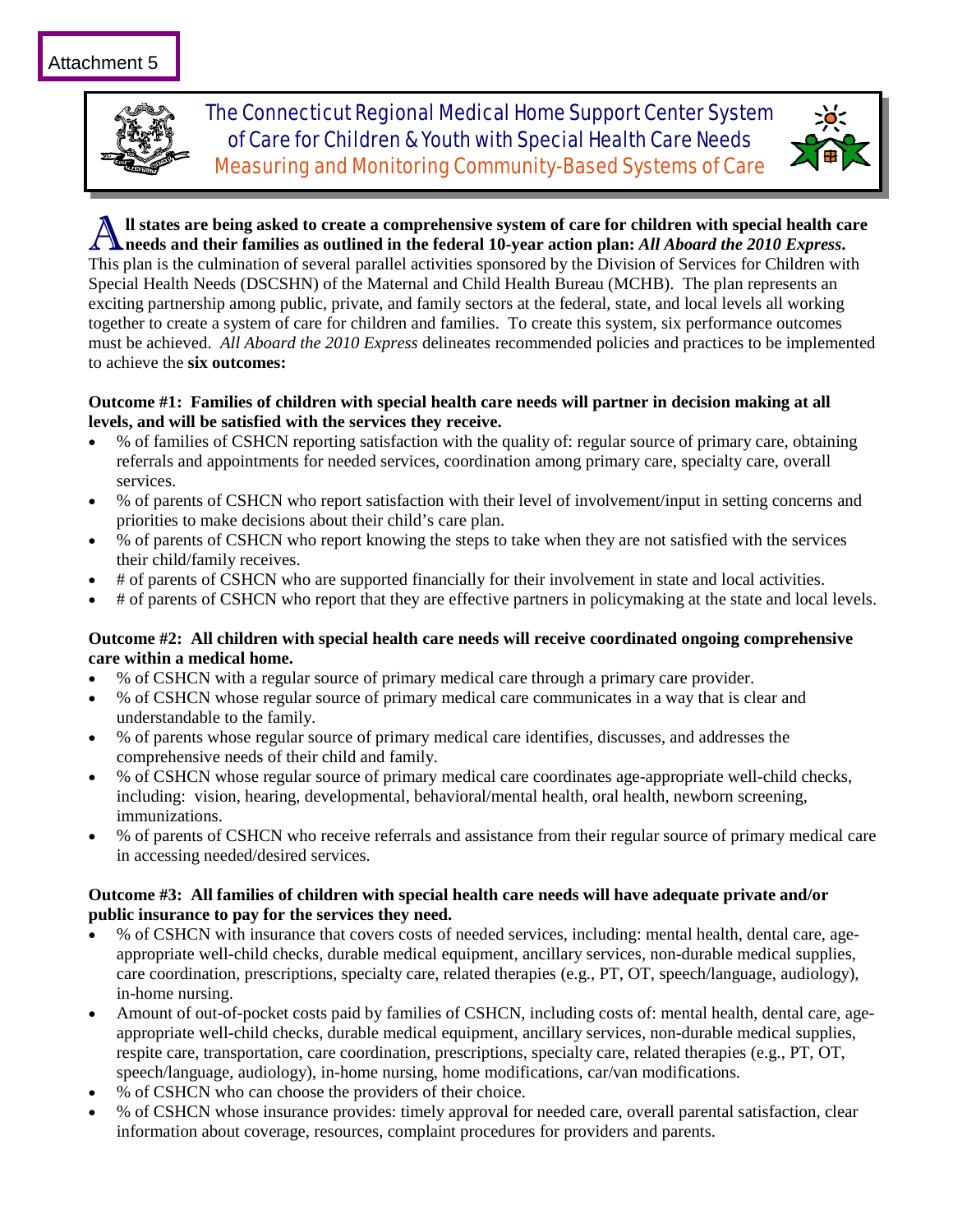Attachment 5

# The Connecticut Regional Medical Home Support Center System of Care for Children & Youth with Special Health Care Needs

## Measuring and Monitoring Community-Based Systems of Care

**All states are being asked to create a comprehensive system of care for children with special health care needs and their families as outlined in the federal 10-year action plan: *All Aboard the 2010 Express*.** This plan is the culmination of several parallel activities sponsored by the Division of Services for Children with Special Health Needs (DSCSHN) of the Maternal and Child Health Bureau (MCHB). The plan represents an exciting partnership among public, private, and family sectors at the federal, state, and local levels all working together to create a system of care for children and families. To create this system, six performance outcomes must be achieved. *All Aboard the 2010 Express* delineates recommended policies and practices to be implemented to achieve the **six outcomes:**

**Outcome #1: Families of children with special health care needs will partner in decision making at all levels, and will be satisfied with the services they receive.**

- % of families of CSHCN reporting satisfaction with the quality of: regular source of primary care, obtaining referrals and appointments for needed services, coordination among primary care, specialty care, overall services.
- % of parents of CSHCN who report satisfaction with their level of involvement/input in setting concerns and priorities to make decisions about their child's care plan.
- % of parents of CSHCN who report knowing the steps to take when they are not satisfied with the services their child/family receives.
- # of parents of CSHCN who are supported financially for their involvement in state and local activities.
- # of parents of CSHCN who report that they are effective partners in policymaking at the state and local levels.

**Outcome #2: All children with special health care needs will receive coordinated ongoing comprehensive care within a medical home.**

- % of CSHCN with a regular source of primary medical care through a primary care provider.
- % of CSHCN whose regular source of primary medical care communicates in a way that is clear and understandable to the family.
- % of parents whose regular source of primary medical care identifies, discusses, and addresses the comprehensive needs of their child and family.
- % of CSHCN whose regular source of primary medical care coordinates age-appropriate well-child checks, including: vision, hearing, developmental, behavioral/mental health, oral health, newborn screening, immunizations.
- % of parents of CSHCN who receive referrals and assistance from their regular source of primary medical care in accessing needed/desired services.

**Outcome #3: All families of children with special health care needs will have adequate private and/or public insurance to pay for the services they need.**

- % of CSHCN with insurance that covers costs of needed services, including: mental health, dental care, age-appropriate well-child checks, durable medical equipment, ancillary services, non-durable medical supplies, care coordination, prescriptions, specialty care, related therapies (e.g., PT, OT, speech/language, audiology), in-home nursing.
- Amount of out-of-pocket costs paid by families of CSHCN, including costs of: mental health, dental care, age-appropriate well-child checks, durable medical equipment, ancillary services, non-durable medical supplies, respite care, transportation, care coordination, prescriptions, specialty care, related therapies (e.g., PT, OT, speech/language, audiology), in-home nursing, home modifications, car/van modifications.
- % of CSHCN who can choose the providers of their choice.
- % of CSHCN whose insurance provides: timely approval for needed care, overall parental satisfaction, clear information about coverage, resources, complaint procedures for providers and parents.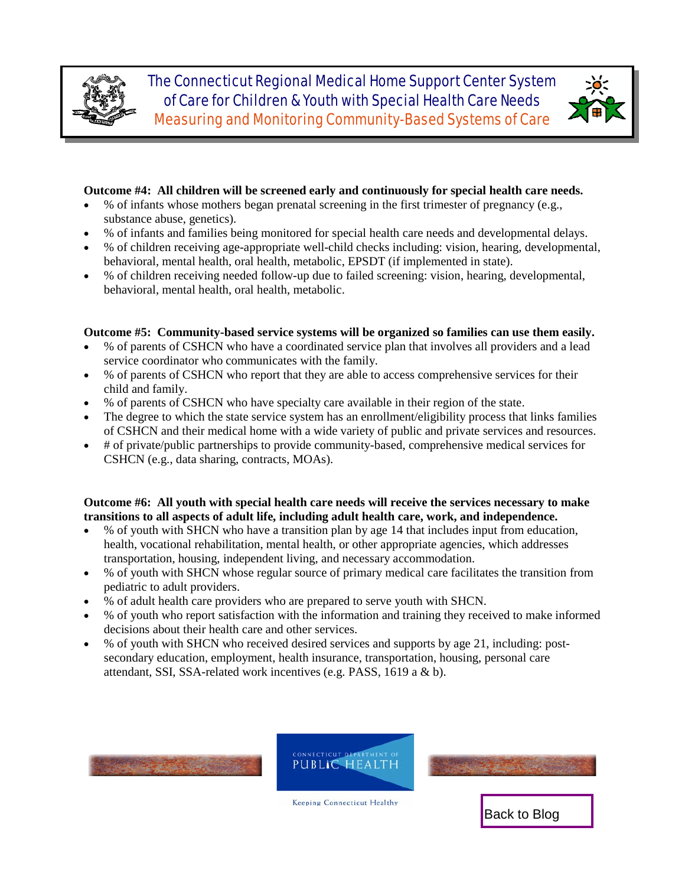**Outcome #4: All children will be screened early and continuously for special health care needs.**

- % of infants whose mothers began prenatal screening in the first trimester of pregnancy (e.g., substance abuse, genetics).
- % of infants and families being monitored for special health care needs and developmental delays.
- % of children receiving age-appropriate well-child checks including: vision, hearing, developmental, behavioral, mental health, oral health, metabolic, EPSDT (if implemented in state).
- % of children receiving needed follow-up due to failed screening: vision, hearing, developmental, behavioral, mental health, oral health, metabolic.

**Outcome #5: Community-based service systems will be organized so families can use them easily.**

- % of parents of CSHCN who have a coordinated service plan that involves all providers and a lead service coordinator who communicates with the family.
- % of parents of CSHCN who report that they are able to access comprehensive services for their child and family.
- % of parents of CSHCN who have specialty care available in their region of the state.
- The degree to which the state service system has an enrollment/eligibility process that links families of CSHCN and their medical home with a wide variety of public and private services and resources.
- # of private/public partnerships to provide community-based, comprehensive medical services for CSHCN (e.g., data sharing, contracts, MOAs).

**Outcome #6: All youth with special health care needs will receive the services necessary to make transitions to all aspects of adult life, including adult health care, work, and independence.**

- % of youth with SHCN who have a transition plan by age 14 that includes input from education, health, vocational rehabilitation, mental health, or other appropriate agencies, which addresses transportation, housing, independent living, and necessary accommodation.
- % of youth with SHCN whose regular source of primary medical care facilitates the transition from pediatric to adult providers.
- % of adult health care providers who are prepared to serve youth with SHCN.
- % of youth who report satisfaction with the information and training they received to make informed decisions about their health care and other services.
- % of youth with SHCN who received desired services and supports by age 21, including: post-secondary education, employment, health insurance, transportation, housing, personal care attendant, SSI, SSA-related work incentives (e.g. PASS, 1619 a & b).

Back to Blog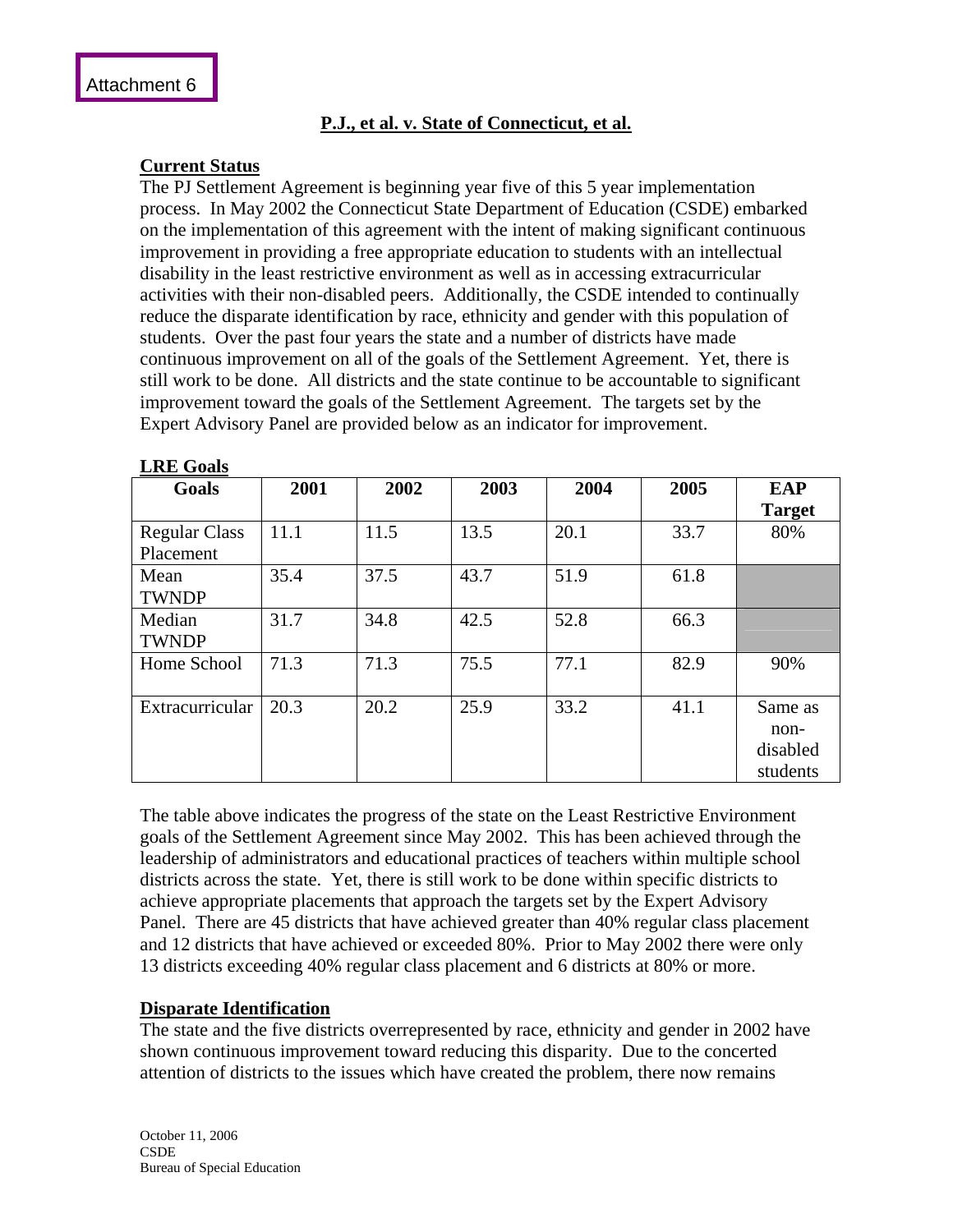Attachment 6

## P.J., et al. v. State of Connecticut, et al.

**Current Status**

The PJ Settlement Agreement is beginning year five of this 5 year implementation process. In May 2002 the Connecticut State Department of Education (CSDE) embarked on the implementation of this agreement with the intent of making significant continuous improvement in providing a free appropriate education to students with an intellectual disability in the least restrictive environment as well as in accessing extracurricular activities with their non-disabled peers. Additionally, the CSDE intended to continually reduce the disparate identification by race, ethnicity and gender with this population of students. Over the past four years the state and a number of districts have made continuous improvement on all of the goals of the Settlement Agreement. Yet, there is still work to be done. All districts and the state continue to be accountable to significant improvement toward the goals of the Settlement Agreement. The targets set by the Expert Advisory Panel are provided below as an indicator for improvement.

**LRE Goals**

| Goals | 2001 | 2002 | 2003 | 2004 | 2005 | EAP Target |
|---|---|---|---|---|---|---|
| Regular Class Placement | 11.1 | 11.5 | 13.5 | 20.1 | 33.7 | 80% |
| Mean TWNDP | 35.4 | 37.5 | 43.7 | 51.9 | 61.8 | |
| Median TWNDP | 31.7 | 34.8 | 42.5 | 52.8 | 66.3 | |
| Home School | 71.3 | 71.3 | 75.5 | 77.1 | 82.9 | 90% |
| Extracurricular | 20.3 | 20.2 | 25.9 | 33.2 | 41.1 | Same as non-disabled students |

The table above indicates the progress of the state on the Least Restrictive Environment goals of the Settlement Agreement since May 2002. This has been achieved through the leadership of administrators and educational practices of teachers within multiple school districts across the state. Yet, there is still work to be done within specific districts to achieve appropriate placements that approach the targets set by the Expert Advisory Panel. There are 45 districts that have achieved greater than 40% regular class placement and 12 districts that have achieved or exceeded 80%. Prior to May 2002 there were only 13 districts exceeding 40% regular class placement and 6 districts at 80% or more.

**Disparate Identification**

The state and the five districts overrepresented by race, ethnicity and gender in 2002 have shown continuous improvement toward reducing this disparity. Due to the concerted attention of districts to the issues which have created the problem, there now remains

October 11, 2006
CSDE
Bureau of Special Education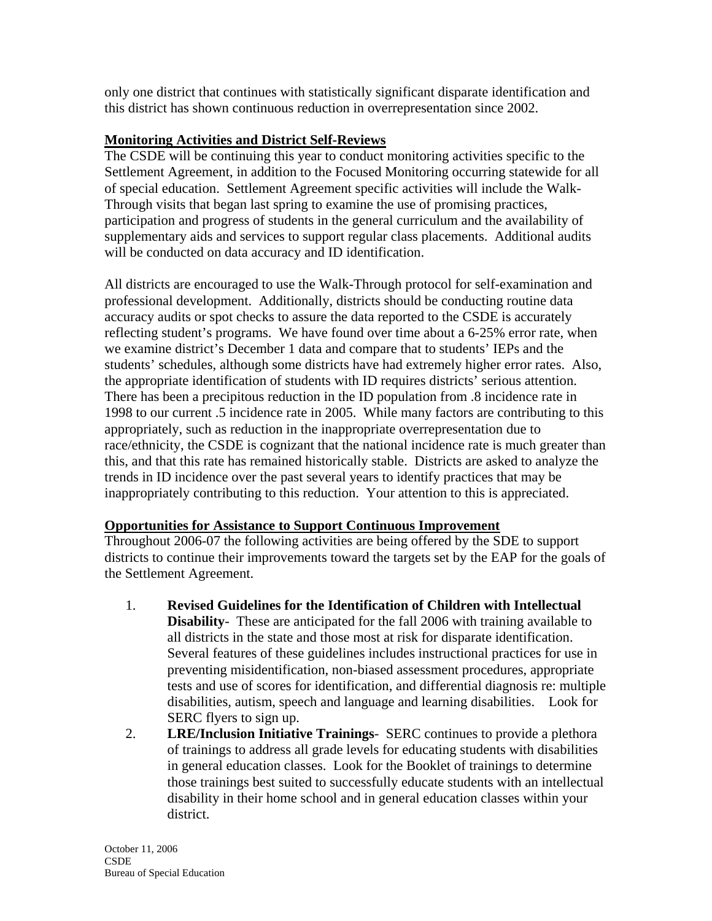only one district that continues with statistically significant disparate identification and this district has shown continuous reduction in overrepresentation since 2002.

**Monitoring Activities and District Self-Reviews**

The CSDE will be continuing this year to conduct monitoring activities specific to the Settlement Agreement, in addition to the Focused Monitoring occurring statewide for all of special education. Settlement Agreement specific activities will include the Walk-Through visits that began last spring to examine the use of promising practices, participation and progress of students in the general curriculum and the availability of supplementary aids and services to support regular class placements. Additional audits will be conducted on data accuracy and ID identification.

All districts are encouraged to use the Walk-Through protocol for self-examination and professional development. Additionally, districts should be conducting routine data accuracy audits or spot checks to assure the data reported to the CSDE is accurately reflecting student's programs. We have found over time about a 6-25% error rate, when we examine district's December 1 data and compare that to students' IEPs and the students' schedules, although some districts have had extremely higher error rates. Also, the appropriate identification of students with ID requires districts' serious attention. There has been a precipitous reduction in the ID population from .8 incidence rate in 1998 to our current .5 incidence rate in 2005. While many factors are contributing to this appropriately, such as reduction in the inappropriate overrepresentation due to race/ethnicity, the CSDE is cognizant that the national incidence rate is much greater than this, and that this rate has remained historically stable. Districts are asked to analyze the trends in ID incidence over the past several years to identify practices that may be inappropriately contributing to this reduction. Your attention to this is appreciated.

**Opportunities for Assistance to Support Continuous Improvement**

Throughout 2006-07 the following activities are being offered by the SDE to support districts to continue their improvements toward the targets set by the EAP for the goals of the Settlement Agreement.

1. **Revised Guidelines for the Identification of Children with Intellectual Disability**- These are anticipated for the fall 2006 with training available to all districts in the state and those most at risk for disparate identification. Several features of these guidelines includes instructional practices for use in preventing misidentification, non-biased assessment procedures, appropriate tests and use of scores for identification, and differential diagnosis re: multiple disabilities, autism, speech and language and learning disabilities. Look for SERC flyers to sign up.
2. **LRE/Inclusion Initiative Trainings**- SERC continues to provide a plethora of trainings to address all grade levels for educating students with disabilities in general education classes. Look for the Booklet of trainings to determine those trainings best suited to successfully educate students with an intellectual disability in their home school and in general education classes within your district.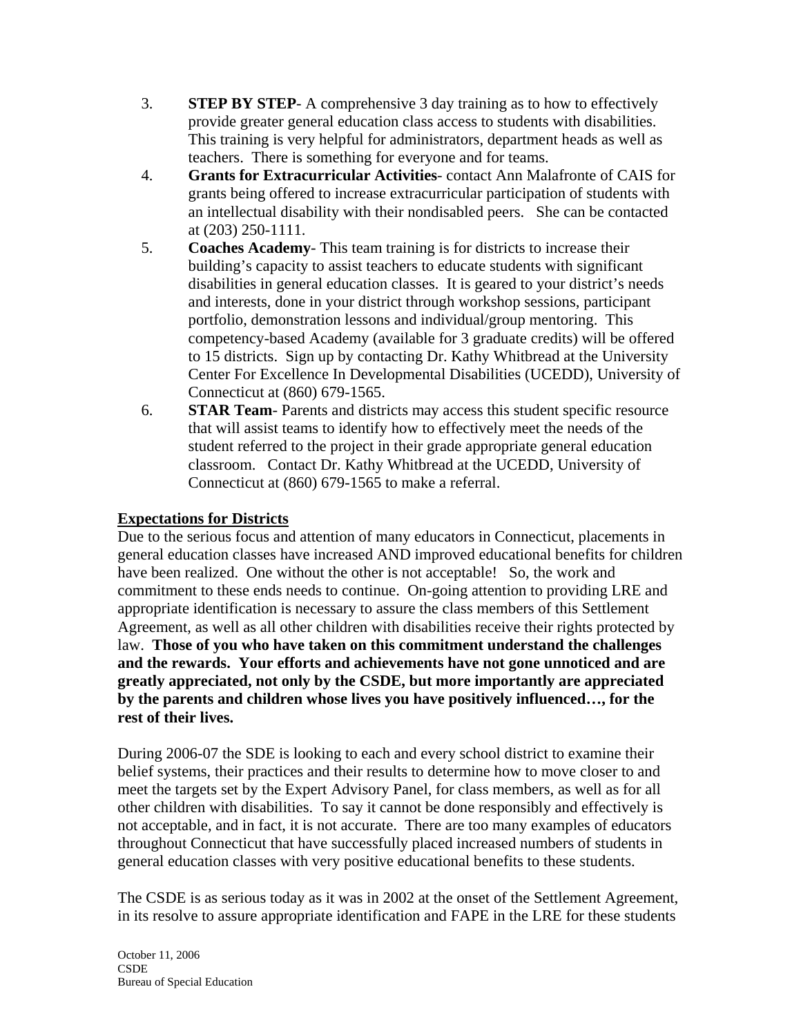3. **STEP BY STEP**- A comprehensive 3 day training as to how to effectively provide greater general education class access to students with disabilities. This training is very helpful for administrators, department heads as well as teachers. There is something for everyone and for teams.
4. **Grants for Extracurricular Activities**- contact Ann Malafronte of CAIS for grants being offered to increase extracurricular participation of students with an intellectual disability with their nondisabled peers. She can be contacted at (203) 250-1111.
5. **Coaches Academy**- This team training is for districts to increase their building's capacity to assist teachers to educate students with significant disabilities in general education classes. It is geared to your district's needs and interests, done in your district through workshop sessions, participant portfolio, demonstration lessons and individual/group mentoring. This competency-based Academy (available for 3 graduate credits) will be offered to 15 districts. Sign up by contacting Dr. Kathy Whitbread at the University Center For Excellence In Developmental Disabilities (UCEDD), University of Connecticut at (860) 679-1565.
6. **STAR Team**- Parents and districts may access this student specific resource that will assist teams to identify how to effectively meet the needs of the student referred to the project in their grade appropriate general education classroom. Contact Dr. Kathy Whitbread at the UCEDD, University of Connecticut at (860) 679-1565 to make a referral.

**Expectations for Districts**

Due to the serious focus and attention of many educators in Connecticut, placements in general education classes have increased AND improved educational benefits for children have been realized. One without the other is not acceptable! So, the work and commitment to these ends needs to continue. On-going attention to providing LRE and appropriate identification is necessary to assure the class members of this Settlement Agreement, as well as all other children with disabilities receive their rights protected by law. **Those of you who have taken on this commitment understand the challenges and the rewards. Your efforts and achievements have not gone unnoticed and are greatly appreciated, not only by the CSDE, but more importantly are appreciated by the parents and children whose lives you have positively influenced…, for the rest of their lives.**

During 2006-07 the SDE is looking to each and every school district to examine their belief systems, their practices and their results to determine how to move closer to and meet the targets set by the Expert Advisory Panel, for class members, as well as for all other children with disabilities. To say it cannot be done responsibly and effectively is not acceptable, and in fact, it is not accurate. There are too many examples of educators throughout Connecticut that have successfully placed increased numbers of students in general education classes with very positive educational benefits to these students.

The CSDE is as serious today as it was in 2002 at the onset of the Settlement Agreement, in its resolve to assure appropriate identification and FAPE in the LRE for these students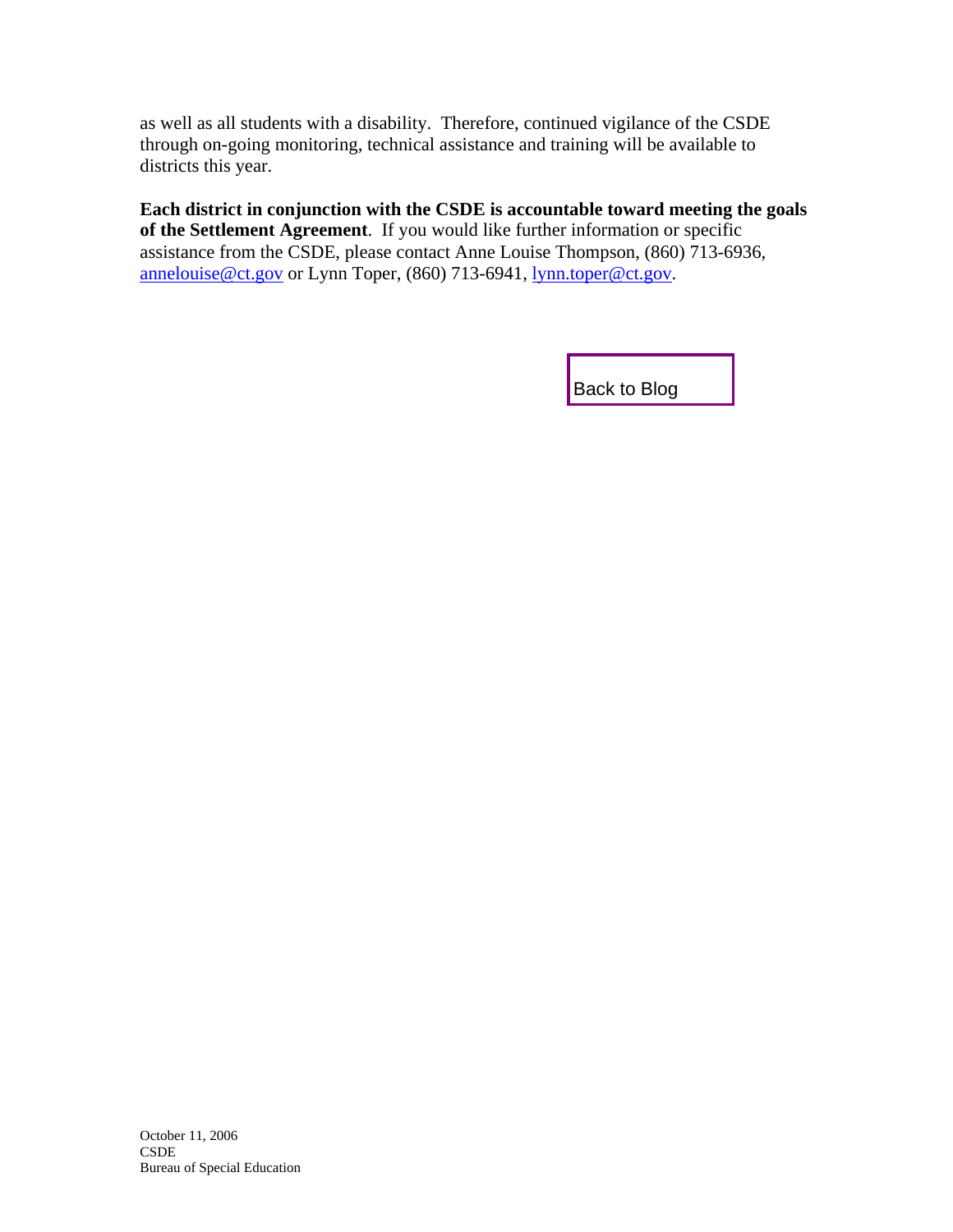as well as all students with a disability. Therefore, continued vigilance of the CSDE through on-going monitoring, technical assistance and training will be available to districts this year.

**Each district in conjunction with the CSDE is accountable toward meeting the goals of the Settlement Agreement**. If you would like further information or specific assistance from the CSDE, please contact Anne Louise Thompson, (860) 713-6936, annelouise@ct.gov or Lynn Toper, (860) 713-6941, lynn.toper@ct.gov.

Back to Blog

October 11, 2006
CSDE
Bureau of Special Education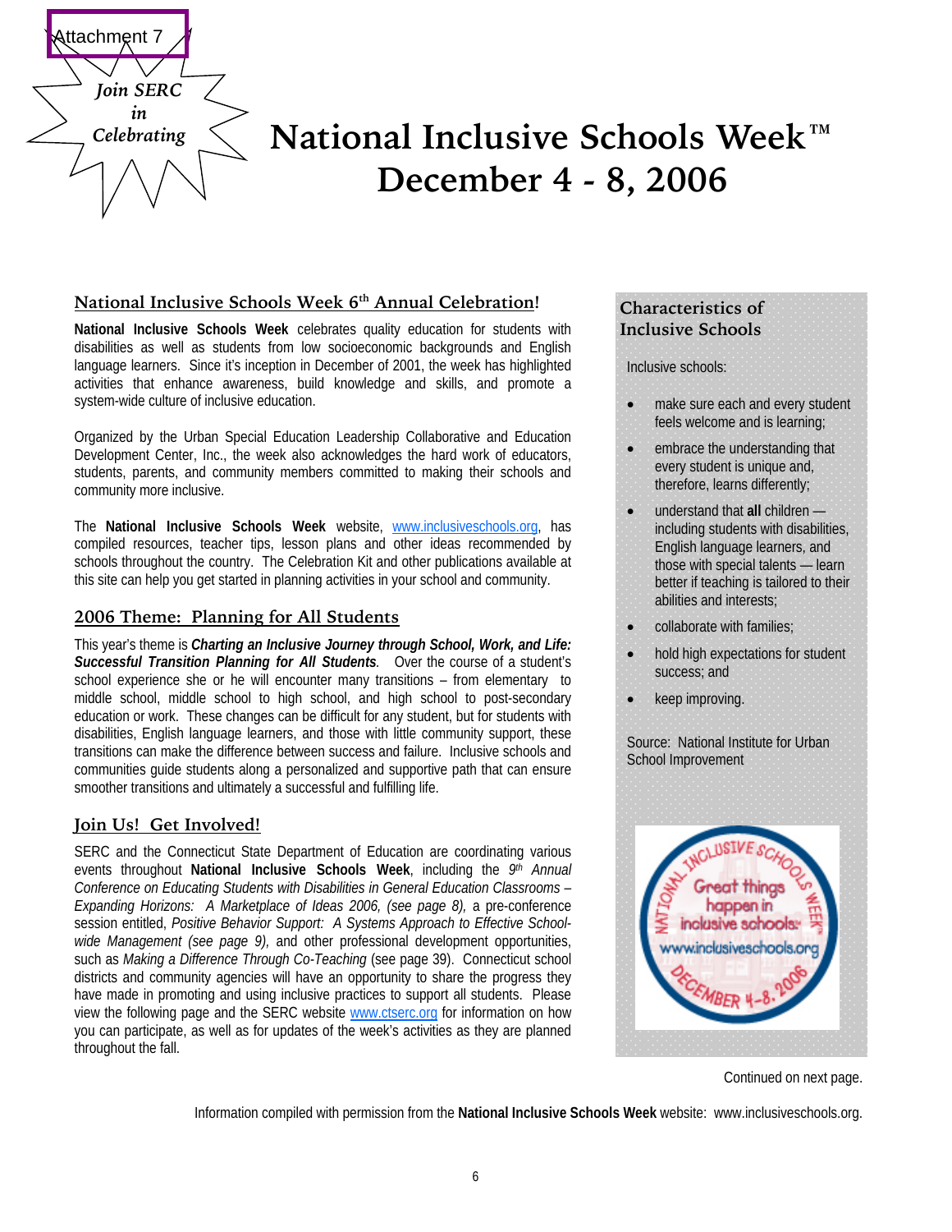Attachment 7

*Join SERC in Celebrating*

# National Inclusive Schools Week™ December 4 - 8, 2006

## National Inclusive Schools Week 6th Annual Celebration!

**National Inclusive Schools Week** celebrates quality education for students with disabilities as well as students from low socioeconomic backgrounds and English language learners. Since it's inception in December of 2001, the week has highlighted activities that enhance awareness, build knowledge and skills, and promote a system-wide culture of inclusive education.

Organized by the Urban Special Education Leadership Collaborative and Education Development Center, Inc., the week also acknowledges the hard work of educators, students, parents, and community members committed to making their schools and community more inclusive.

The **National Inclusive Schools Week** website, www.inclusiveschools.org, has compiled resources, teacher tips, lesson plans and other ideas recommended by schools throughout the country. The Celebration Kit and other publications available at this site can help you get started in planning activities in your school and community.

## 2006 Theme: Planning for All Students

This year's theme is ***Charting an Inclusive Journey through School, Work, and Life: Successful Transition Planning for All Students***. Over the course of a student's school experience she or he will encounter many transitions – from elementary to middle school, middle school to high school, and high school to post-secondary education or work. These changes can be difficult for any student, but for students with disabilities, English language learners, and those with little community support, these transitions can make the difference between success and failure. Inclusive schools and communities guide students along a personalized and supportive path that can ensure smoother transitions and ultimately a successful and fulfilling life.

## Join Us! Get Involved!

SERC and the Connecticut State Department of Education are coordinating various events throughout **National Inclusive Schools Week**, including the *9th Annual Conference on Educating Students with Disabilities in General Education Classrooms – Expanding Horizons: A Marketplace of Ideas 2006, (see page 8),* a pre-conference session entitled, *Positive Behavior Support: A Systems Approach to Effective School-wide Management (see page 9),* and other professional development opportunities, such as *Making a Difference Through Co-Teaching* (see page 39). Connecticut school districts and community agencies will have an opportunity to share the progress they have made in promoting and using inclusive practices to support all students. Please view the following page and the SERC website www.ctserc.org for information on how you can participate, as well as for updates of the week's activities as they are planned throughout the fall.

## Characteristics of Inclusive Schools

Inclusive schools:

- make sure each and every student feels welcome and is learning;
- embrace the understanding that every student is unique and, therefore, learns differently;
- understand that **all** children — including students with disabilities, English language learners, and those with special talents — learn better if teaching is tailored to their abilities and interests;
- collaborate with families;
- hold high expectations for student success; and
- keep improving.

Source: National Institute for Urban School Improvement

National Inclusive Schools Week — Great things happen in inclusive schools — www.inclusiveschools.org — December 4-8, 2006

Continued on next page.

Information compiled with permission from the **National Inclusive Schools Week** website: www.inclusiveschools.org.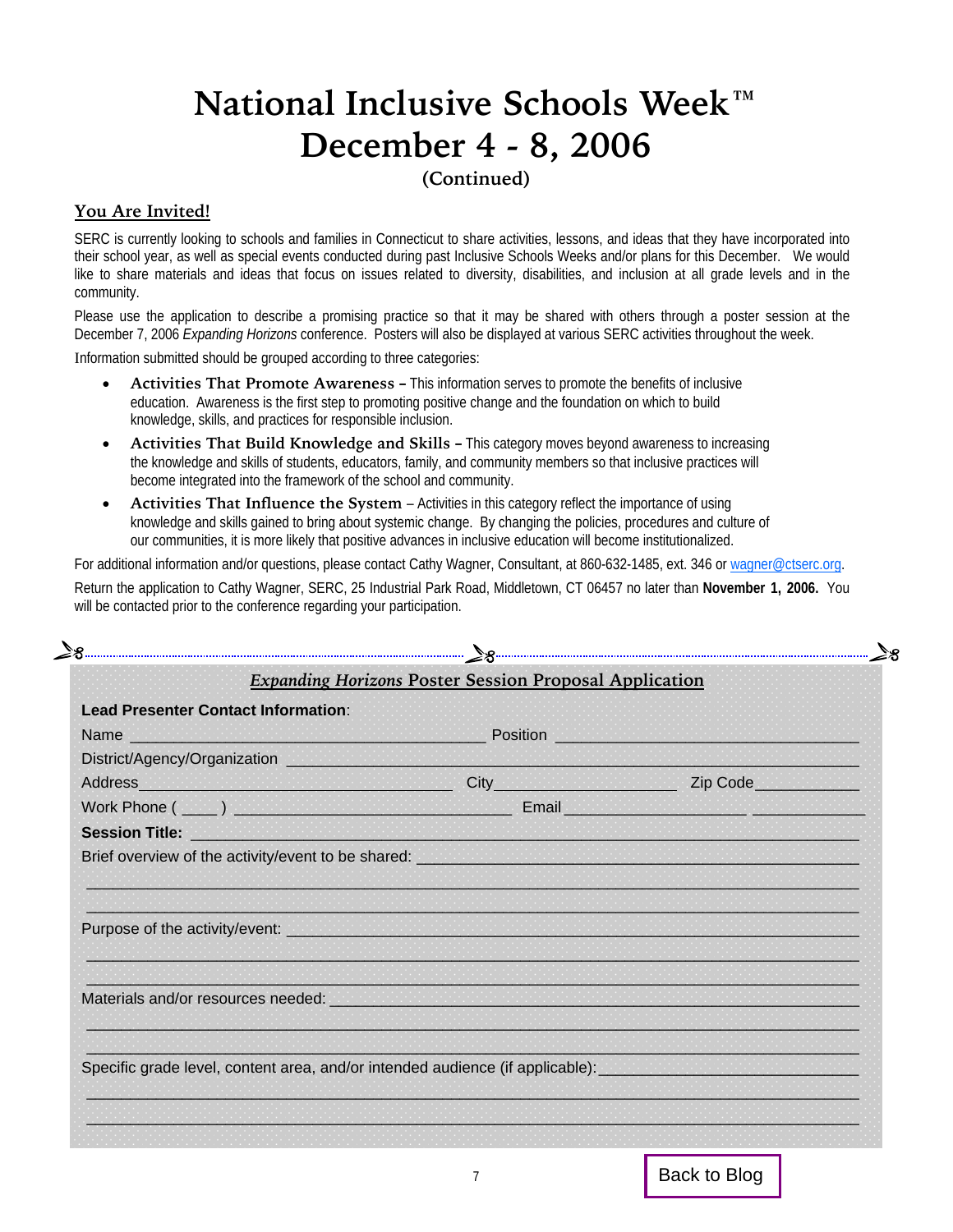# National Inclusive Schools Week™
# December 4 - 8, 2006

**(Continued)**

## You Are Invited!

SERC is currently looking to schools and families in Connecticut to share activities, lessons, and ideas that they have incorporated into their school year, as well as special events conducted during past Inclusive Schools Weeks and/or plans for this December. We would like to share materials and ideas that focus on issues related to diversity, disabilities, and inclusion at all grade levels and in the community.

Please use the application to describe a promising practice so that it may be shared with others through a poster session at the December 7, 2006 *Expanding Horizons* conference. Posters will also be displayed at various SERC activities throughout the week.

Information submitted should be grouped according to three categories:

- **Activities That Promote Awareness –** This information serves to promote the benefits of inclusive education. Awareness is the first step to promoting positive change and the foundation on which to build knowledge, skills, and practices for responsible inclusion.
- **Activities That Build Knowledge and Skills –** This category moves beyond awareness to increasing the knowledge and skills of students, educators, family, and community members so that inclusive practices will become integrated into the framework of the school and community.
- **Activities That Influence the System** – Activities in this category reflect the importance of using knowledge and skills gained to bring about systemic change. By changing the policies, procedures and culture of our communities, it is more likely that positive advances in inclusive education will become institutionalized.

For additional information and/or questions, please contact Cathy Wagner, Consultant, at 860-632-1485, ext. 346 or wagner@ctserc.org.

Return the application to Cathy Wagner, SERC, 25 Industrial Park Road, Middletown, CT 06457 no later than **November 1, 2006.** You will be contacted prior to the conference regarding your participation.

---

## *Expanding Horizons* Poster Session Proposal Application

**Lead Presenter Contact Information**:

Name ______________________________ Position ______________________________

District/Agency/Organization ______________________________

Address ______________________________ City ____________________ Zip Code ____________

Work Phone ( ____ ) ______________________________ Email ____________________ ____________

**Session Title:** ______________________________

Brief overview of the activity/event to be shared: ______________________________

______________________________

______________________________

Purpose of the activity/event: ______________________________

______________________________

______________________________

Materials and/or resources needed: ______________________________

______________________________

______________________________

Specific grade level, content area, and/or intended audience (if applicable): ______________________________

______________________________

______________________________

Back to Blog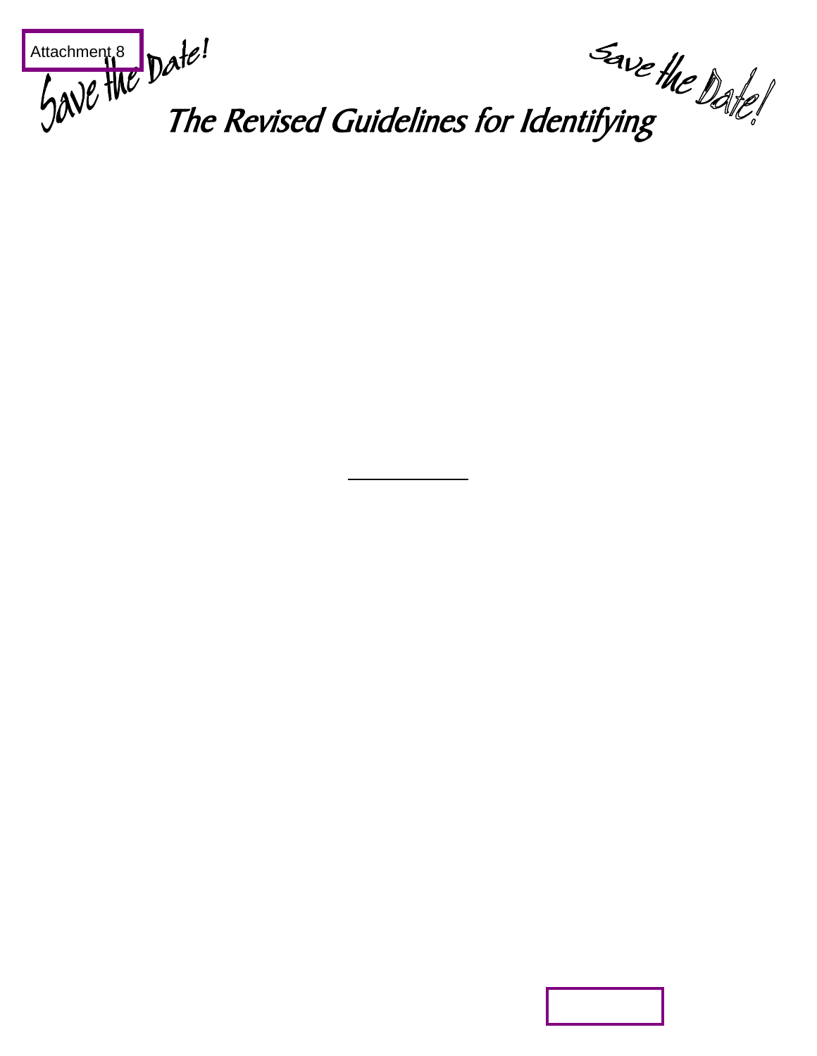Attachment 8

Save the Date!

Save the Date!

# The Revised Guidelines for Identifying